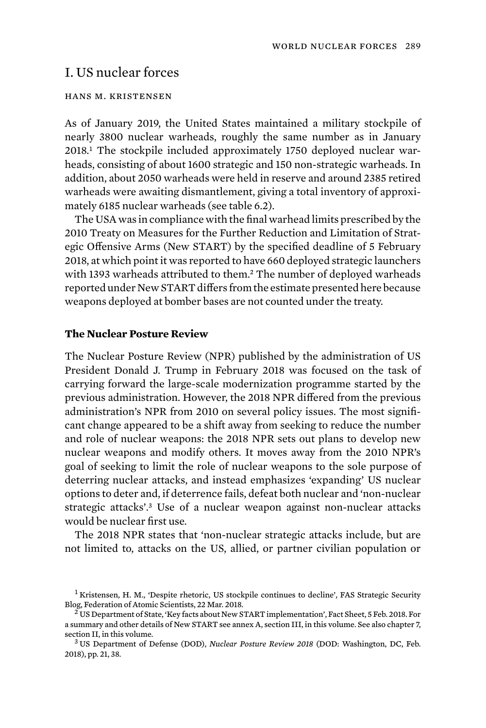# I. US nuclear forces

HANS M. KRISTENSEN

As of January 2019, the United States maintained a military stockpile of nearly 3800 nuclear warheads, roughly the same number as in January 2018.[1] The stockpile included approximately 1750 deployed nuclear warheads, consisting of about 1600 strategic and 150 non-strategic warheads. In addition, about 2050 warheads were held in reserve and around 2385 retired warheads were awaiting dismantlement, giving a total inventory of approximately 6185 nuclear warheads (see table 6.2).

The USA was in compliance with the final warhead limits prescribed by the 2010 Treaty on Measures for the Further Reduction and Limitation of Strategic Offensive Arms (New START) by the specified deadline of 5 February 2018, at which point it was reported to have 660 deployed strategic launchers with 1393 warheads attributed to them.[2] The number of deployed warheads reported under New START differs from the estimate presented here because weapons deployed at bomber bases are not counted under the treaty.

### The Nuclear Posture Review

The Nuclear Posture Review (NPR) published by the administration of US President Donald J. Trump in February 2018 was focused on the task of carrying forward the large-scale modernization programme started by the previous administration. However, the 2018 NPR differed from the previous administration's NPR from 2010 on several policy issues. The most significant change appeared to be a shift away from seeking to reduce the number and role of nuclear weapons: the 2018 NPR sets out plans to develop new nuclear weapons and modify others. It moves away from the 2010 NPR's goal of seeking to limit the role of nuclear weapons to the sole purpose of deterring nuclear attacks, and instead emphasizes 'expanding' US nuclear options to deter and, if deterrence fails, defeat both nuclear and 'non-nuclear strategic attacks'.[3] Use of a nuclear weapon against non-nuclear attacks would be nuclear first use.

The 2018 NPR states that 'non-nuclear strategic attacks include, but are not limited to, attacks on the US, allied, or partner civilian population or

[1] Kristensen, H. M., 'Despite rhetoric, US stockpile continues to decline', FAS Strategic Security Blog, Federation of Atomic Scientists, 22 Mar. 2018.

[2] US Department of State, 'Key facts about New START implementation', Fact Sheet, 5 Feb. 2018. For a summary and other details of New START see annex A, section III, in this volume. See also chapter 7, section II, in this volume.

[3] US Department of Defense (DOD), *Nuclear Posture Review 2018* (DOD: Washington, DC, Feb. 2018), pp. 21, 38.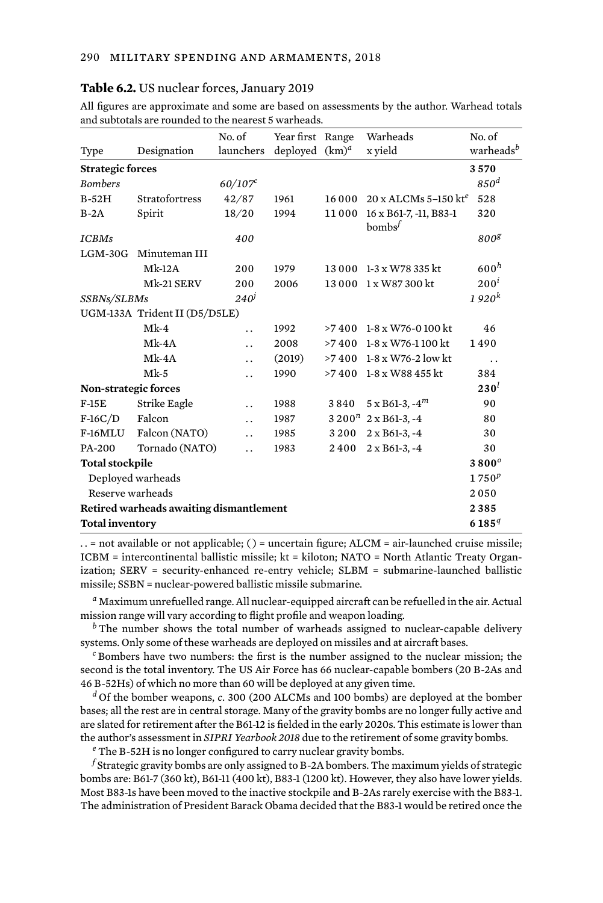**Table 6.2.** US nuclear forces, January 2019

All figures are approximate and some are based on assessments by the author. Warhead totals and subtotals are rounded to the nearest 5 warheads.

| Type | Designation | No. of launchers | Year first deployed | Range (km)[a] | Warheads x yield | No. of warheads[b] |
|---|---|---|---|---|---|---|
| **Strategic forces** | | | | | | **3 570** |
| *Bombers* | | *60/107*[c] | | | | *850*[d] |
| B-52H | Stratofortress | 42/87 | 1961 | 16 000 | 20 x ALCMs 5–150 kt[e] | 528 |
| B-2A | Spirit | 18/20 | 1994 | 11 000 | 16 x B61-7, -11, B83-1 bombs[f] | 320 |
| *ICBMs* | | *400* | | | | *800*[g] |
| LGM-30G | Minuteman III | | | | | |
| | Mk-12A | 200 | 1979 | 13 000 | 1-3 x W78 335 kt | 600[h] |
| | Mk-21 SERV | 200 | 2006 | 13 000 | 1 x W87 300 kt | 200[i] |
| *SSBNs/SLBMs* | | *240*[j] | | | | *1 920*[k] |
| UGM-133A | Trident II (D5/D5LE) | | | | | |
| | Mk-4 | .. | 1992 | >7 400 | 1-8 x W76-0 100 kt | 46 |
| | Mk-4A | .. | 2008 | >7 400 | 1-8 x W76-1 100 kt | 1 490 |
| | Mk-4A | .. | (2019) | >7 400 | 1-8 x W76-2 low kt | .. |
| | Mk-5 | .. | 1990 | >7 400 | 1-8 x W88 455 kt | 384 |
| **Non-strategic forces** | | | | | | **230**[l] |
| F-15E | Strike Eagle | .. | 1988 | 3 840 | 5 x B61-3, -4[m] | 90 |
| F-16C/D | Falcon | .. | 1987 | 3 200[n] | 2 x B61-3, -4 | 80 |
| F-16MLU | Falcon (NATO) | .. | 1985 | 3 200 | 2 x B61-3, -4 | 30 |
| PA-200 | Tornado (NATO) | .. | 1983 | 2 400 | 2 x B61-3, -4 | 30 |
| **Total stockpile** | | | | | | **3 800**[o] |
| Deployed warheads | | | | | | 1 750[p] |
| Reserve warheads | | | | | | 2 050 |
| **Retired warheads awaiting dismantlement** | | | | | | **2 385** |
| **Total inventory** | | | | | | **6 185**[q] |

.. = not available or not applicable; () = uncertain figure; ALCM = air-launched cruise missile; ICBM = intercontinental ballistic missile; kt = kiloton; NATO = North Atlantic Treaty Organization; SERV = security-enhanced re-entry vehicle; SLBM = submarine-launched ballistic missile; SSBN = nuclear-powered ballistic missile submarine.

[a] Maximum unrefuelled range. All nuclear-equipped aircraft can be refuelled in the air. Actual mission range will vary according to flight profile and weapon loading.

[b] The number shows the total number of warheads assigned to nuclear-capable delivery systems. Only some of these warheads are deployed on missiles and at aircraft bases.

[c] Bombers have two numbers: the first is the number assigned to the nuclear mission; the second is the total inventory. The US Air Force has 66 nuclear-capable bombers (20 B-2As and 46 B-52Hs) of which no more than 60 will be deployed at any given time.

[d] Of the bomber weapons, *c.* 300 (200 ALCMs and 100 bombs) are deployed at the bomber bases; all the rest are in central storage. Many of the gravity bombs are no longer fully active and are slated for retirement after the B61-12 is fielded in the early 2020s. This estimate is lower than the author's assessment in *SIPRI Yearbook 2018* due to the retirement of some gravity bombs.

[e] The B-52H is no longer configured to carry nuclear gravity bombs.

[f] Strategic gravity bombs are only assigned to B-2A bombers. The maximum yields of strategic bombs are: B61-7 (360 kt), B61-11 (400 kt), B83-1 (1200 kt). However, they also have lower yields. Most B83-1s have been moved to the inactive stockpile and B-2As rarely exercise with the B83-1. The administration of President Barack Obama decided that the B83-1 would be retired once the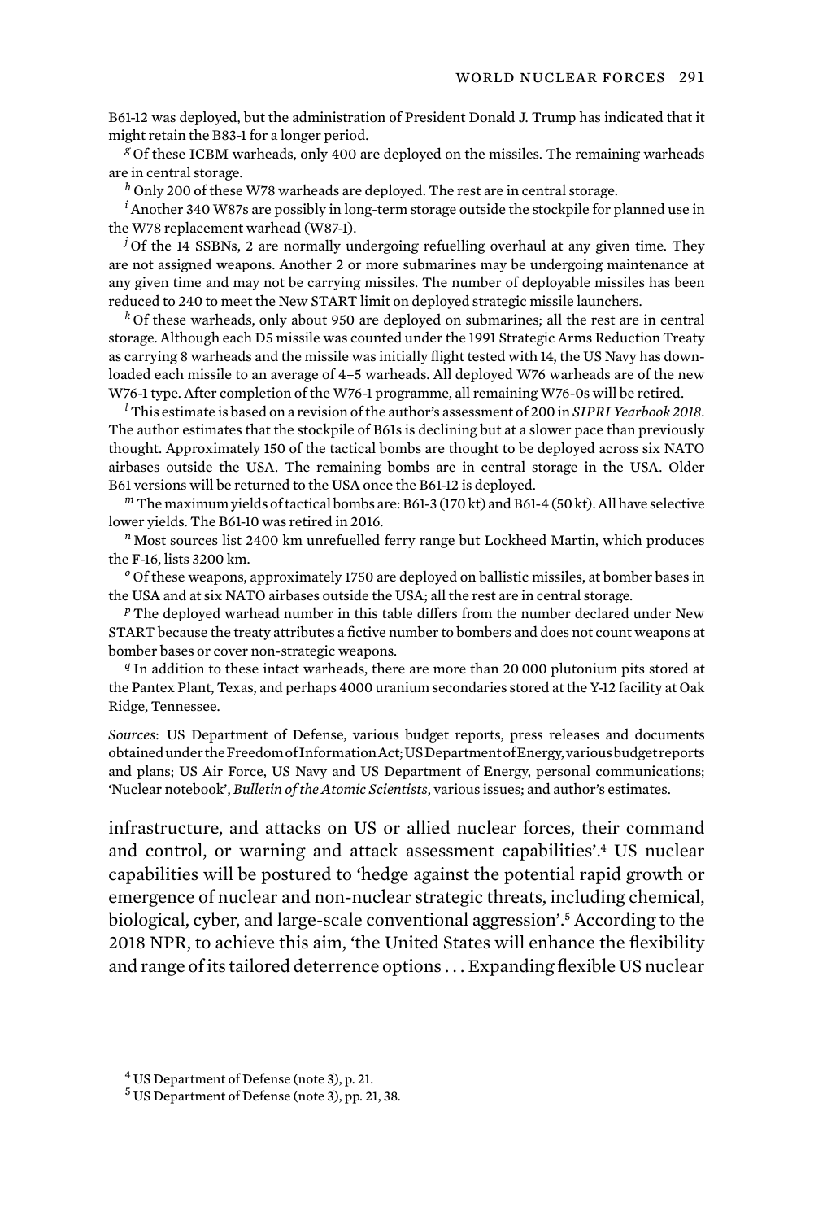B61-12 was deployed, but the administration of President Donald J. Trump has indicated that it might retain the B83-1 for a longer period.

[g] Of these ICBM warheads, only 400 are deployed on the missiles. The remaining warheads are in central storage.

[h] Only 200 of these W78 warheads are deployed. The rest are in central storage.

[i] Another 340 W87s are possibly in long-term storage outside the stockpile for planned use in the W78 replacement warhead (W87-1).

[j] Of the 14 SSBNs, 2 are normally undergoing refuelling overhaul at any given time. They are not assigned weapons. Another 2 or more submarines may be undergoing maintenance at any given time and may not be carrying missiles. The number of deployable missiles has been reduced to 240 to meet the New START limit on deployed strategic missile launchers.

[k] Of these warheads, only about 950 are deployed on submarines; all the rest are in central storage. Although each D5 missile was counted under the 1991 Strategic Arms Reduction Treaty as carrying 8 warheads and the missile was initially flight tested with 14, the US Navy has downloaded each missile to an average of 4–5 warheads. All deployed W76 warheads are of the new W76-1 type. After completion of the W76-1 programme, all remaining W76-0s will be retired.

[l] This estimate is based on a revision of the author's assessment of 200 in *SIPRI Yearbook 2018*. The author estimates that the stockpile of B61s is declining but at a slower pace than previously thought. Approximately 150 of the tactical bombs are thought to be deployed across six NATO airbases outside the USA. The remaining bombs are in central storage in the USA. Older B61 versions will be returned to the USA once the B61-12 is deployed.

[m] The maximum yields of tactical bombs are: B61-3 (170 kt) and B61-4 (50 kt). All have selective lower yields. The B61-10 was retired in 2016.

[n] Most sources list 2400 km unrefuelled ferry range but Lockheed Martin, which produces the F-16, lists 3200 km.

[o] Of these weapons, approximately 1750 are deployed on ballistic missiles, at bomber bases in the USA and at six NATO airbases outside the USA; all the rest are in central storage.

[p] The deployed warhead number in this table differs from the number declared under New START because the treaty attributes a fictive number to bombers and does not count weapons at bomber bases or cover non-strategic weapons.

[q] In addition to these intact warheads, there are more than 20 000 plutonium pits stored at the Pantex Plant, Texas, and perhaps 4000 uranium secondaries stored at the Y-12 facility at Oak Ridge, Tennessee.

*Sources*: US Department of Defense, various budget reports, press releases and documents obtained under the Freedom of Information Act; US Department of Energy, various budget reports and plans; US Air Force, US Navy and US Department of Energy, personal communications; 'Nuclear notebook', *Bulletin of the Atomic Scientists*, various issues; and author's estimates.

infrastructure, and attacks on US or allied nuclear forces, their command and control, or warning and attack assessment capabilities'.[4] US nuclear capabilities will be postured to 'hedge against the potential rapid growth or emergence of nuclear and non-nuclear strategic threats, including chemical, biological, cyber, and large-scale conventional aggression'.[5] According to the 2018 NPR, to achieve this aim, 'the United States will enhance the flexibility and range of its tailored deterrence options . . . Expanding flexible US nuclear

[4] US Department of Defense (note 3), p. 21.

[5] US Department of Defense (note 3), pp. 21, 38.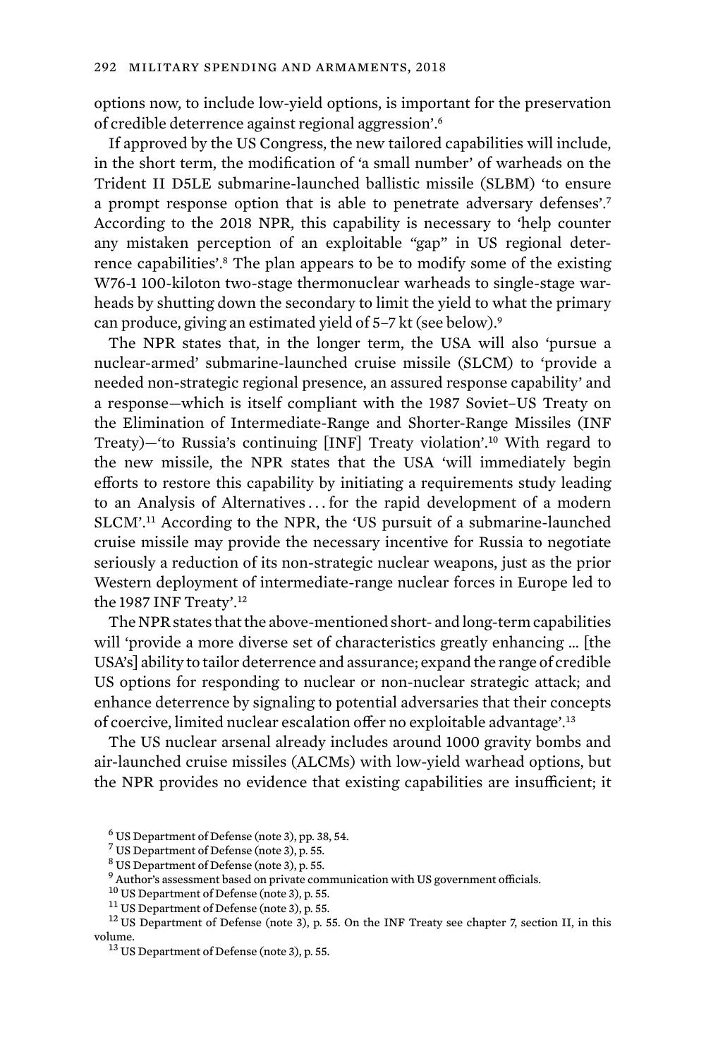options now, to include low-yield options, is important for the preservation of credible deterrence against regional aggression'.[6]

If approved by the US Congress, the new tailored capabilities will include, in the short term, the modification of 'a small number' of warheads on the Trident II D5LE submarine-launched ballistic missile (SLBM) 'to ensure a prompt response option that is able to penetrate adversary defenses'.[7] According to the 2018 NPR, this capability is necessary to 'help counter any mistaken perception of an exploitable "gap" in US regional deterrence capabilities'.[8] The plan appears to be to modify some of the existing W76-1 100-kiloton two-stage thermonuclear warheads to single-stage warheads by shutting down the secondary to limit the yield to what the primary can produce, giving an estimated yield of 5–7 kt (see below).[9]

The NPR states that, in the longer term, the USA will also 'pursue a nuclear-armed' submarine-launched cruise missile (SLCM) to 'provide a needed non-strategic regional presence, an assured response capability' and a response—which is itself compliant with the 1987 Soviet–US Treaty on the Elimination of Intermediate-Range and Shorter-Range Missiles (INF Treaty)—'to Russia's continuing [INF] Treaty violation'.[10] With regard to the new missile, the NPR states that the USA 'will immediately begin efforts to restore this capability by initiating a requirements study leading to an Analysis of Alternatives . . . for the rapid development of a modern SLCM'.[11] According to the NPR, the 'US pursuit of a submarine-launched cruise missile may provide the necessary incentive for Russia to negotiate seriously a reduction of its non-strategic nuclear weapons, just as the prior Western deployment of intermediate-range nuclear forces in Europe led to the 1987 INF Treaty'.[12]

The NPR states that the above-mentioned short- and long-term capabilities will 'provide a more diverse set of characteristics greatly enhancing … [the USA's] ability to tailor deterrence and assurance; expand the range of credible US options for responding to nuclear or non-nuclear strategic attack; and enhance deterrence by signaling to potential adversaries that their concepts of coercive, limited nuclear escalation offer no exploitable advantage'.[13]

The US nuclear arsenal already includes around 1000 gravity bombs and air-launched cruise missiles (ALCMs) with low-yield warhead options, but the NPR provides no evidence that existing capabilities are insufficient; it

[6] US Department of Defense (note 3), pp. 38, 54.

[7] US Department of Defense (note 3), p. 55.

[8] US Department of Defense (note 3), p. 55.

[9] Author's assessment based on private communication with US government officials.

[10] US Department of Defense (note 3), p. 55.

[11] US Department of Defense (note 3), p. 55.

[12] US Department of Defense (note 3), p. 55. On the INF Treaty see chapter 7, section II, in this volume.

[13] US Department of Defense (note 3), p. 55.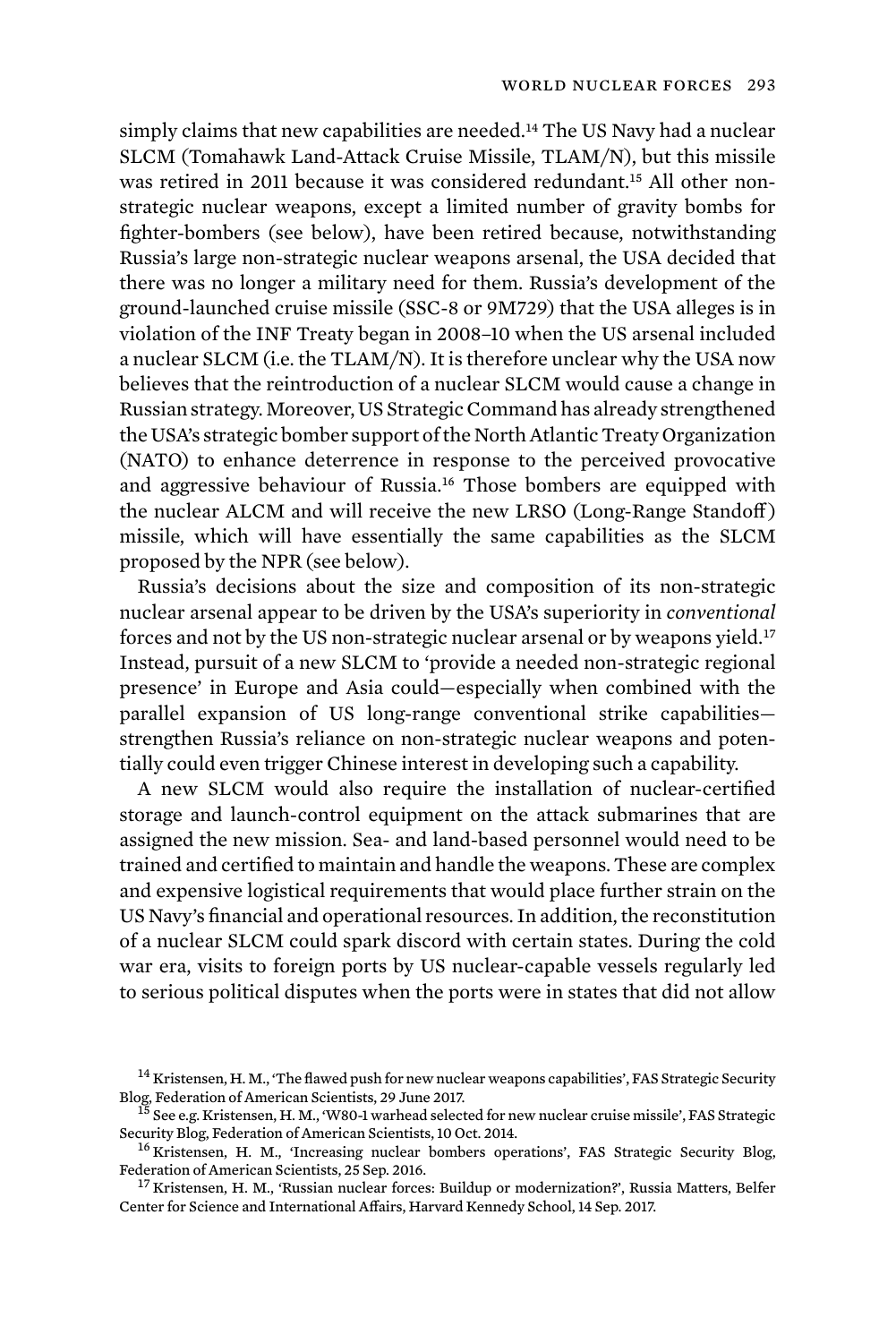simply claims that new capabilities are needed.[14] The US Navy had a nuclear SLCM (Tomahawk Land-Attack Cruise Missile, TLAM/N), but this missile was retired in 2011 because it was considered redundant.[15] All other non-strategic nuclear weapons, except a limited number of gravity bombs for fighter-bombers (see below), have been retired because, notwithstanding Russia's large non-strategic nuclear weapons arsenal, the USA decided that there was no longer a military need for them. Russia's development of the ground-launched cruise missile (SSC-8 or 9M729) that the USA alleges is in violation of the INF Treaty began in 2008–10 when the US arsenal included a nuclear SLCM (i.e. the TLAM/N). It is therefore unclear why the USA now believes that the reintroduction of a nuclear SLCM would cause a change in Russian strategy. Moreover, US Strategic Command has already strengthened the USA's strategic bomber support of the North Atlantic Treaty Organization (NATO) to enhance deterrence in response to the perceived provocative and aggressive behaviour of Russia.[16] Those bombers are equipped with the nuclear ALCM and will receive the new LRSO (Long-Range Standoff) missile, which will have essentially the same capabilities as the SLCM proposed by the NPR (see below).

Russia's decisions about the size and composition of its non-strategic nuclear arsenal appear to be driven by the USA's superiority in *conventional* forces and not by the US non-strategic nuclear arsenal or by weapons yield.[17] Instead, pursuit of a new SLCM to 'provide a needed non-strategic regional presence' in Europe and Asia could—especially when combined with the parallel expansion of US long-range conventional strike capabilities—strengthen Russia's reliance on non-strategic nuclear weapons and potentially could even trigger Chinese interest in developing such a capability.

A new SLCM would also require the installation of nuclear-certified storage and launch-control equipment on the attack submarines that are assigned the new mission. Sea- and land-based personnel would need to be trained and certified to maintain and handle the weapons. These are complex and expensive logistical requirements that would place further strain on the US Navy's financial and operational resources. In addition, the reconstitution of a nuclear SLCM could spark discord with certain states. During the cold war era, visits to foreign ports by US nuclear-capable vessels regularly led to serious political disputes when the ports were in states that did not allow

[14] Kristensen, H. M., 'The flawed push for new nuclear weapons capabilities', FAS Strategic Security Blog, Federation of American Scientists, 29 June 2017.

[15] See e.g. Kristensen, H. M., 'W80-1 warhead selected for new nuclear cruise missile', FAS Strategic Security Blog, Federation of American Scientists, 10 Oct. 2014.

[16] Kristensen, H. M., 'Increasing nuclear bombers operations', FAS Strategic Security Blog, Federation of American Scientists, 25 Sep. 2016.

[17] Kristensen, H. M., 'Russian nuclear forces: Buildup or modernization?', Russia Matters, Belfer Center for Science and International Affairs, Harvard Kennedy School, 14 Sep. 2017.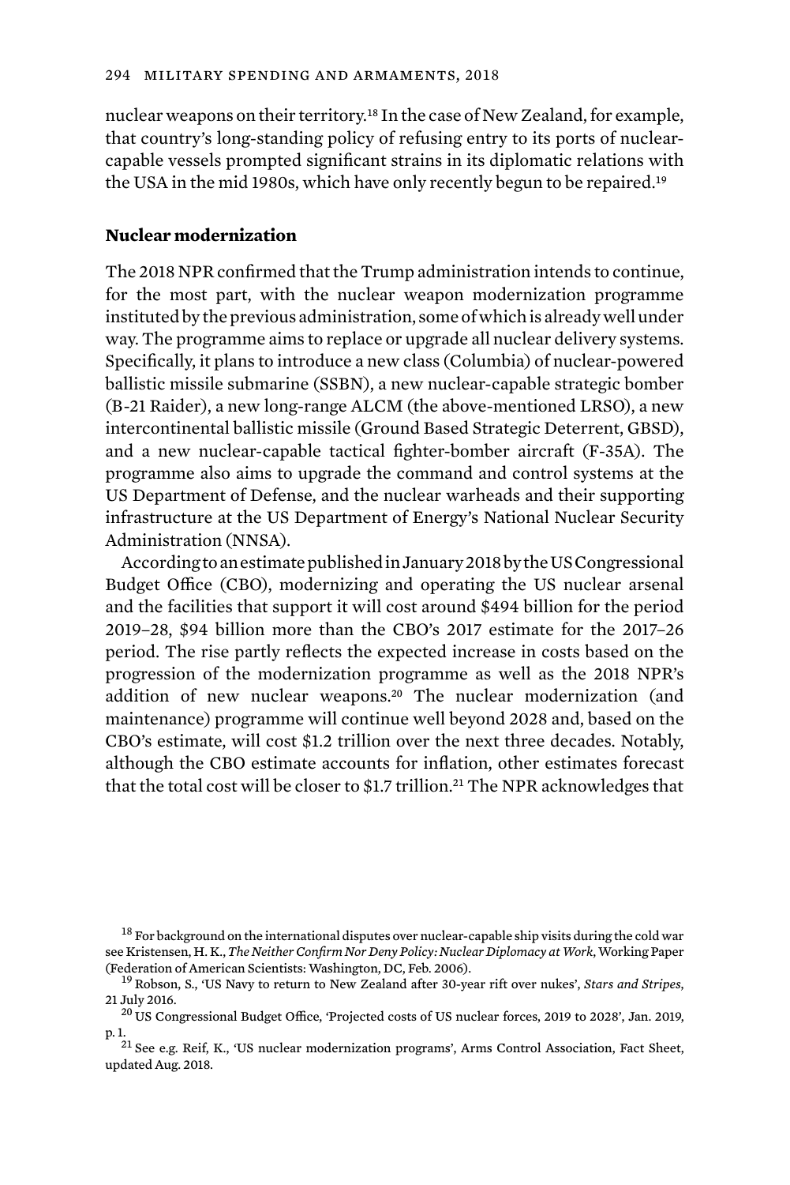nuclear weapons on their territory.[18] In the case of New Zealand, for example, that country's long-standing policy of refusing entry to its ports of nuclear-capable vessels prompted significant strains in its diplomatic relations with the USA in the mid 1980s, which have only recently begun to be repaired.[19]

### Nuclear modernization

The 2018 NPR confirmed that the Trump administration intends to continue, for the most part, with the nuclear weapon modernization programme instituted by the previous administration, some of which is already well under way. The programme aims to replace or upgrade all nuclear delivery systems. Specifically, it plans to introduce a new class (Columbia) of nuclear-powered ballistic missile submarine (SSBN), a new nuclear-capable strategic bomber (B-21 Raider), a new long-range ALCM (the above-mentioned LRSO), a new intercontinental ballistic missile (Ground Based Strategic Deterrent, GBSD), and a new nuclear-capable tactical fighter-bomber aircraft (F-35A). The programme also aims to upgrade the command and control systems at the US Department of Defense, and the nuclear warheads and their supporting infrastructure at the US Department of Energy's National Nuclear Security Administration (NNSA).

According to an estimate published in January 2018 by the US Congressional Budget Office (CBO), modernizing and operating the US nuclear arsenal and the facilities that support it will cost around $494 billion for the period 2019–28, $94 billion more than the CBO's 2017 estimate for the 2017–26 period. The rise partly reflects the expected increase in costs based on the progression of the modernization programme as well as the 2018 NPR's addition of new nuclear weapons.[20] The nuclear modernization (and maintenance) programme will continue well beyond 2028 and, based on the CBO's estimate, will cost $1.2 trillion over the next three decades. Notably, although the CBO estimate accounts for inflation, other estimates forecast that the total cost will be closer to $1.7 trillion.[21] The NPR acknowledges that

[18] For background on the international disputes over nuclear-capable ship visits during the cold war see Kristensen, H. K., *The Neither Confirm Nor Deny Policy: Nuclear Diplomacy at Work*, Working Paper (Federation of American Scientists: Washington, DC, Feb. 2006).

[19] Robson, S., 'US Navy to return to New Zealand after 30-year rift over nukes', *Stars and Stripes*, 21 July 2016.

[20] US Congressional Budget Office, 'Projected costs of US nuclear forces, 2019 to 2028', Jan. 2019, p. 1.

[21] See e.g. Reif, K., 'US nuclear modernization programs', Arms Control Association, Fact Sheet, updated Aug. 2018.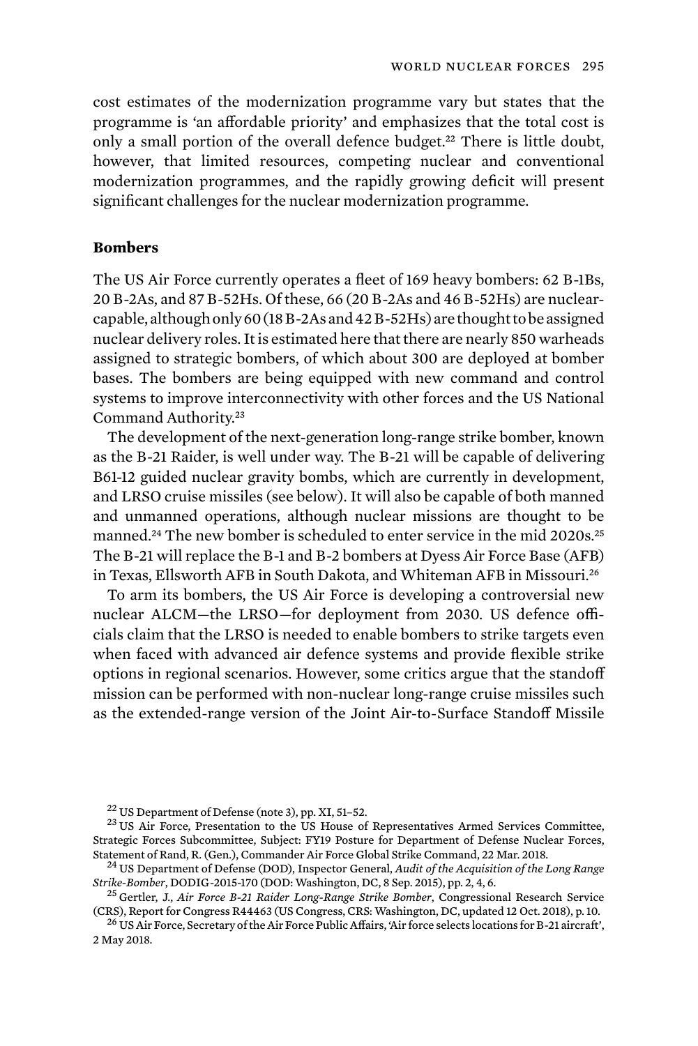cost estimates of the modernization programme vary but states that the programme is 'an affordable priority' and emphasizes that the total cost is only a small portion of the overall defence budget.[22] There is little doubt, however, that limited resources, competing nuclear and conventional modernization programmes, and the rapidly growing deficit will present significant challenges for the nuclear modernization programme.

### Bombers

The US Air Force currently operates a fleet of 169 heavy bombers: 62 B-1Bs, 20 B-2As, and 87 B-52Hs. Of these, 66 (20 B-2As and 46 B-52Hs) are nuclear-capable, although only 60 (18 B-2As and 42 B-52Hs) are thought to be assigned nuclear delivery roles. It is estimated here that there are nearly 850 warheads assigned to strategic bombers, of which about 300 are deployed at bomber bases. The bombers are being equipped with new command and control systems to improve interconnectivity with other forces and the US National Command Authority.[23]

The development of the next-generation long-range strike bomber, known as the B-21 Raider, is well under way. The B-21 will be capable of delivering B61-12 guided nuclear gravity bombs, which are currently in development, and LRSO cruise missiles (see below). It will also be capable of both manned and unmanned operations, although nuclear missions are thought to be manned.[24] The new bomber is scheduled to enter service in the mid 2020s.[25] The B-21 will replace the B-1 and B-2 bombers at Dyess Air Force Base (AFB) in Texas, Ellsworth AFB in South Dakota, and Whiteman AFB in Missouri.[26]

To arm its bombers, the US Air Force is developing a controversial new nuclear ALCM—the LRSO—for deployment from 2030. US defence officials claim that the LRSO is needed to enable bombers to strike targets even when faced with advanced air defence systems and provide flexible strike options in regional scenarios. However, some critics argue that the standoff mission can be performed with non-nuclear long-range cruise missiles such as the extended-range version of the Joint Air-to-Surface Standoff Missile

---

[22] US Department of Defense (note 3), pp. XI, 51–52.

[23] US Air Force, Presentation to the US House of Representatives Armed Services Committee, Strategic Forces Subcommittee, Subject: FY19 Posture for Department of Defense Nuclear Forces, Statement of Rand, R. (Gen.), Commander Air Force Global Strike Command, 22 Mar. 2018.

[24] US Department of Defense (DOD), Inspector General, *Audit of the Acquisition of the Long Range Strike-Bomber*, DODIG-2015-170 (DOD: Washington, DC, 8 Sep. 2015), pp. 2, 4, 6.

[25] Gertler, J., *Air Force B-21 Raider Long-Range Strike Bomber*, Congressional Research Service (CRS), Report for Congress R44463 (US Congress, CRS: Washington, DC, updated 12 Oct. 2018), p. 10.

[26] US Air Force, Secretary of the Air Force Public Affairs, 'Air force selects locations for B-21 aircraft', 2 May 2018.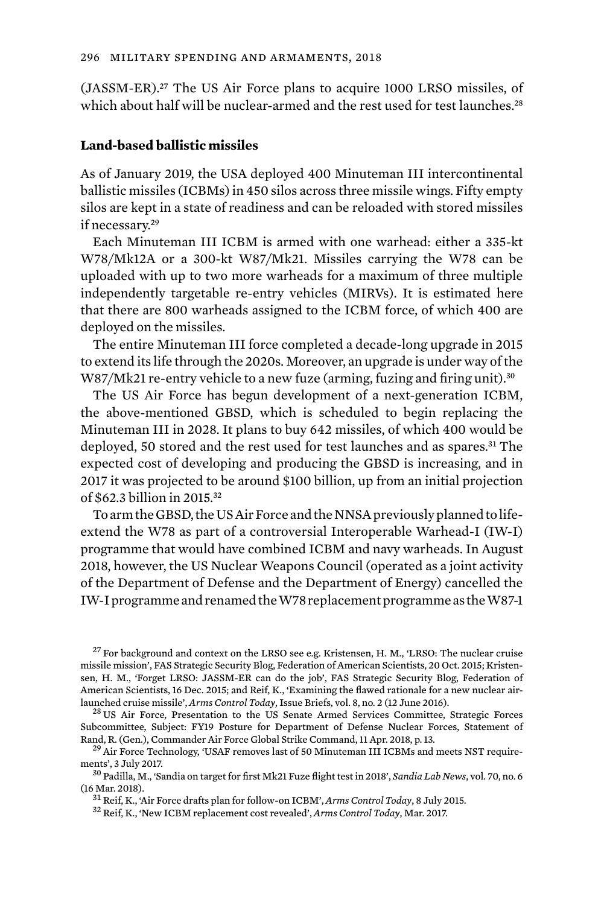(JASSM-ER).[27] The US Air Force plans to acquire 1000 LRSO missiles, of which about half will be nuclear-armed and the rest used for test launches.[28]

### Land-based ballistic missiles

As of January 2019, the USA deployed 400 Minuteman III intercontinental ballistic missiles (ICBMs) in 450 silos across three missile wings. Fifty empty silos are kept in a state of readiness and can be reloaded with stored missiles if necessary.[29]

Each Minuteman III ICBM is armed with one warhead: either a 335-kt W78/Mk12A or a 300-kt W87/Mk21. Missiles carrying the W78 can be uploaded with up to two more warheads for a maximum of three multiple independently targetable re-entry vehicles (MIRVs). It is estimated here that there are 800 warheads assigned to the ICBM force, of which 400 are deployed on the missiles.

The entire Minuteman III force completed a decade-long upgrade in 2015 to extend its life through the 2020s. Moreover, an upgrade is under way of the W87/Mk21 re-entry vehicle to a new fuze (arming, fuzing and firing unit).[30]

The US Air Force has begun development of a next-generation ICBM, the above-mentioned GBSD, which is scheduled to begin replacing the Minuteman III in 2028. It plans to buy 642 missiles, of which 400 would be deployed, 50 stored and the rest used for test launches and as spares.[31] The expected cost of developing and producing the GBSD is increasing, and in 2017 it was projected to be around $100 billion, up from an initial projection of $62.3 billion in 2015.[32]

To arm the GBSD, the US Air Force and the NNSA previously planned to life-extend the W78 as part of a controversial Interoperable Warhead-I (IW-I) programme that would have combined ICBM and navy warheads. In August 2018, however, the US Nuclear Weapons Council (operated as a joint activity of the Department of Defense and the Department of Energy) cancelled the IW-I programme and renamed the W78 replacement programme as the W87-1

---

[27] For background and context on the LRSO see e.g. Kristensen, H. M., 'LRSO: The nuclear cruise missile mission', FAS Strategic Security Blog, Federation of American Scientists, 20 Oct. 2015; Kristensen, H. M., 'Forget LRSO: JASSM-ER can do the job', FAS Strategic Security Blog, Federation of American Scientists, 16 Dec. 2015; and Reif, K., 'Examining the flawed rationale for a new nuclear air-launched cruise missile', *Arms Control Today*, Issue Briefs, vol. 8, no. 2 (12 June 2016).

[28] US Air Force, Presentation to the US Senate Armed Services Committee, Strategic Forces Subcommittee, Subject: FY19 Posture for Department of Defense Nuclear Forces, Statement of Rand, R. (Gen.), Commander Air Force Global Strike Command, 11 Apr. 2018, p. 13.

[29] Air Force Technology, 'USAF removes last of 50 Minuteman III ICBMs and meets NST requirements', 3 July 2017.

[30] Padilla, M., 'Sandia on target for first Mk21 Fuze flight test in 2018', *Sandia Lab News*, vol. 70, no. 6 (16 Mar. 2018).

[31] Reif, K., 'Air Force drafts plan for follow-on ICBM', *Arms Control Today*, 8 July 2015.

[32] Reif, K., 'New ICBM replacement cost revealed', *Arms Control Today*, Mar. 2017.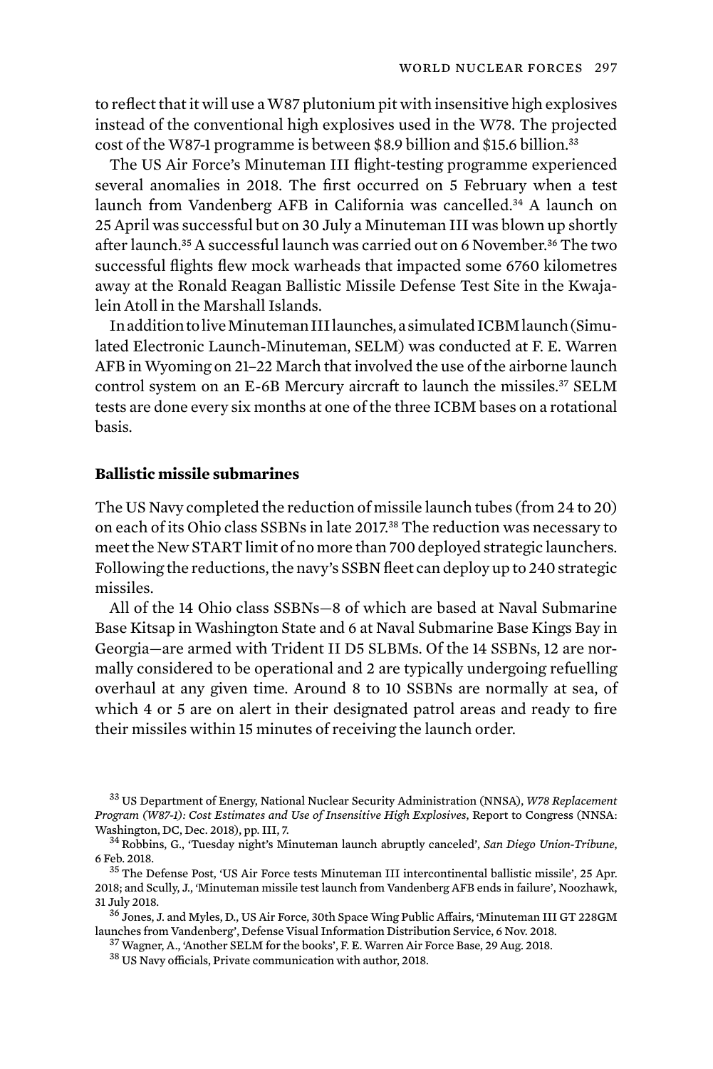to reflect that it will use a W87 plutonium pit with insensitive high explosives instead of the conventional high explosives used in the W78. The projected cost of the W87-1 programme is between $8.9 billion and $15.6 billion.[33]

The US Air Force's Minuteman III flight-testing programme experienced several anomalies in 2018. The first occurred on 5 February when a test launch from Vandenberg AFB in California was cancelled.[34] A launch on 25 April was successful but on 30 July a Minuteman III was blown up shortly after launch.[35] A successful launch was carried out on 6 November.[36] The two successful flights flew mock warheads that impacted some 6760 kilometres away at the Ronald Reagan Ballistic Missile Defense Test Site in the Kwajalein Atoll in the Marshall Islands.

In addition to live Minuteman III launches, a simulated ICBM launch (Simulated Electronic Launch-Minuteman, SELM) was conducted at F. E. Warren AFB in Wyoming on 21–22 March that involved the use of the airborne launch control system on an E-6B Mercury aircraft to launch the missiles.[37] SELM tests are done every six months at one of the three ICBM bases on a rotational basis.

### Ballistic missile submarines

The US Navy completed the reduction of missile launch tubes (from 24 to 20) on each of its Ohio class SSBNs in late 2017.[38] The reduction was necessary to meet the New START limit of no more than 700 deployed strategic launchers. Following the reductions, the navy's SSBN fleet can deploy up to 240 strategic missiles.

All of the 14 Ohio class SSBNs—8 of which are based at Naval Submarine Base Kitsap in Washington State and 6 at Naval Submarine Base Kings Bay in Georgia—are armed with Trident II D5 SLBMs. Of the 14 SSBNs, 12 are normally considered to be operational and 2 are typically undergoing refuelling overhaul at any given time. Around 8 to 10 SSBNs are normally at sea, of which 4 or 5 are on alert in their designated patrol areas and ready to fire their missiles within 15 minutes of receiving the launch order.

---

[33] US Department of Energy, National Nuclear Security Administration (NNSA), *W78 Replacement Program (W87-1): Cost Estimates and Use of Insensitive High Explosives*, Report to Congress (NNSA: Washington, DC, Dec. 2018), pp. III, 7.

[34] Robbins, G., 'Tuesday night's Minuteman launch abruptly canceled', *San Diego Union-Tribune*, 6 Feb. 2018.

[35] The Defense Post, 'US Air Force tests Minuteman III intercontinental ballistic missile', 25 Apr. 2018; and Scully, J., 'Minuteman missile test launch from Vandenberg AFB ends in failure', Noozhawk, 31 July 2018.

[36] Jones, J. and Myles, D., US Air Force, 30th Space Wing Public Affairs, 'Minuteman III GT 228GM launches from Vandenberg', Defense Visual Information Distribution Service, 6 Nov. 2018.

[37] Wagner, A., 'Another SELM for the books', F. E. Warren Air Force Base, 29 Aug. 2018.

[38] US Navy officials, Private communication with author, 2018.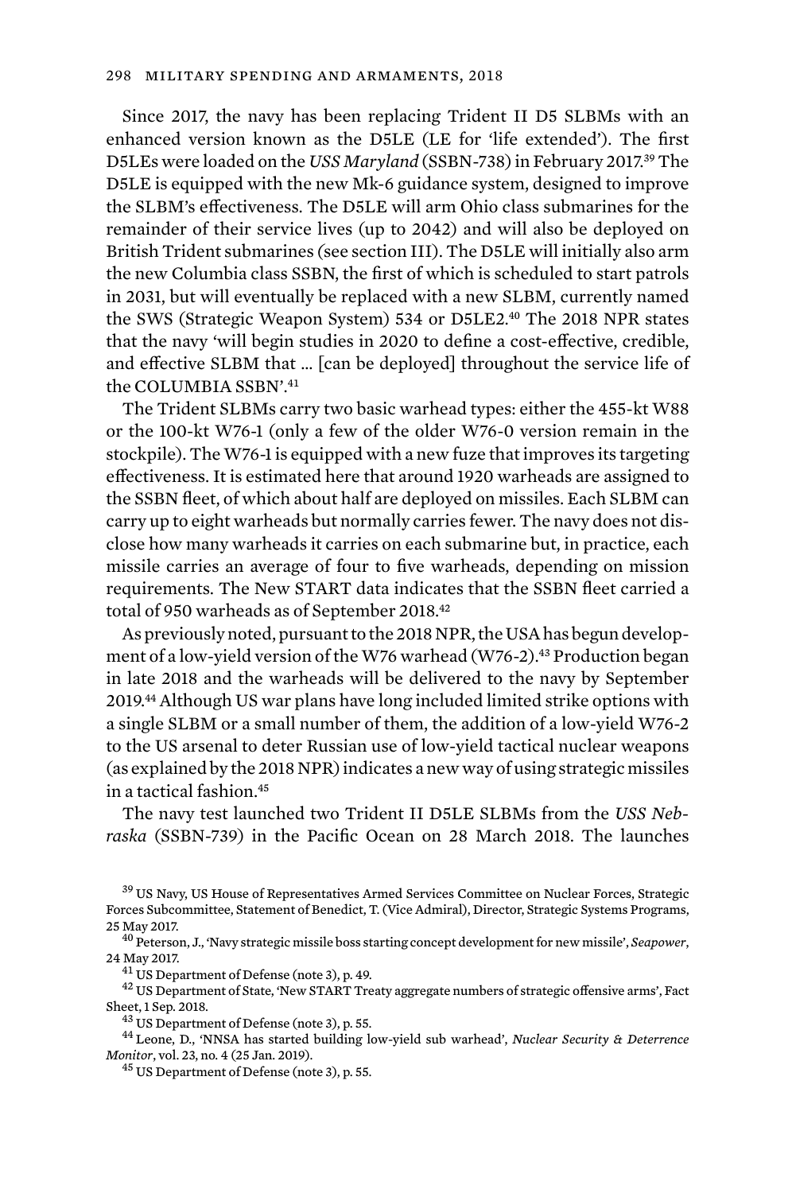Since 2017, the navy has been replacing Trident II D5 SLBMs with an enhanced version known as the D5LE (LE for 'life extended'). The first D5LEs were loaded on the *USS Maryland* (SSBN-738) in February 2017.[39] The D5LE is equipped with the new Mk-6 guidance system, designed to improve the SLBM's effectiveness. The D5LE will arm Ohio class submarines for the remainder of their service lives (up to 2042) and will also be deployed on British Trident submarines (see section III). The D5LE will initially also arm the new Columbia class SSBN, the first of which is scheduled to start patrols in 2031, but will eventually be replaced with a new SLBM, currently named the SWS (Strategic Weapon System) 534 or D5LE2.[40] The 2018 NPR states that the navy 'will begin studies in 2020 to define a cost-effective, credible, and effective SLBM that … [can be deployed] throughout the service life of the COLUMBIA SSBN'.[41]

The Trident SLBMs carry two basic warhead types: either the 455-kt W88 or the 100-kt W76-1 (only a few of the older W76-0 version remain in the stockpile). The W76-1 is equipped with a new fuze that improves its targeting effectiveness. It is estimated here that around 1920 warheads are assigned to the SSBN fleet, of which about half are deployed on missiles. Each SLBM can carry up to eight warheads but normally carries fewer. The navy does not disclose how many warheads it carries on each submarine but, in practice, each missile carries an average of four to five warheads, depending on mission requirements. The New START data indicates that the SSBN fleet carried a total of 950 warheads as of September 2018.[42]

As previously noted, pursuant to the 2018 NPR, the USA has begun development of a low-yield version of the W76 warhead (W76-2).[43] Production began in late 2018 and the warheads will be delivered to the navy by September 2019.[44] Although US war plans have long included limited strike options with a single SLBM or a small number of them, the addition of a low-yield W76-2 to the US arsenal to deter Russian use of low-yield tactical nuclear weapons (as explained by the 2018 NPR) indicates a new way of using strategic missiles in a tactical fashion.[45]

The navy test launched two Trident II D5LE SLBMs from the *USS Nebraska* (SSBN-739) in the Pacific Ocean on 28 March 2018. The launches

---

[39] US Navy, US House of Representatives Armed Services Committee on Nuclear Forces, Strategic Forces Subcommittee, Statement of Benedict, T. (Vice Admiral), Director, Strategic Systems Programs, 25 May 2017.

[40] Peterson, J., 'Navy strategic missile boss starting concept development for new missile', *Seapower*, 24 May 2017.

[41] US Department of Defense (note 3), p. 49.

[42] US Department of State, 'New START Treaty aggregate numbers of strategic offensive arms', Fact Sheet, 1 Sep. 2018.

[43] US Department of Defense (note 3), p. 55.

[44] Leone, D., 'NNSA has started building low-yield sub warhead', *Nuclear Security & Deterrence Monitor*, vol. 23, no. 4 (25 Jan. 2019).

[45] US Department of Defense (note 3), p. 55.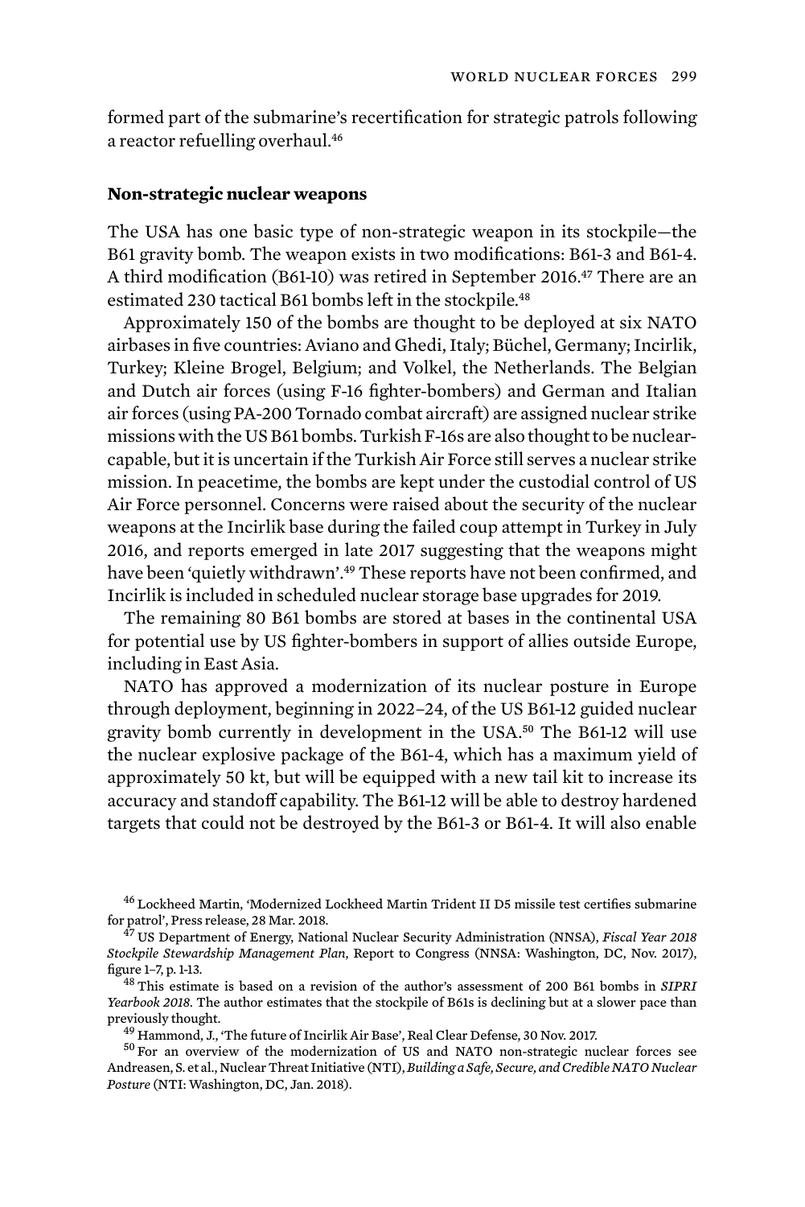formed part of the submarine's recertification for strategic patrols following a reactor refuelling overhaul.[46]

### Non-strategic nuclear weapons

The USA has one basic type of non-strategic weapon in its stockpile—the B61 gravity bomb. The weapon exists in two modifications: B61-3 and B61-4. A third modification (B61-10) was retired in September 2016.[47] There are an estimated 230 tactical B61 bombs left in the stockpile.[48]

Approximately 150 of the bombs are thought to be deployed at six NATO airbases in five countries: Aviano and Ghedi, Italy; Büchel, Germany; Incirlik, Turkey; Kleine Brogel, Belgium; and Volkel, the Netherlands. The Belgian and Dutch air forces (using F-16 fighter-bombers) and German and Italian air forces (using PA-200 Tornado combat aircraft) are assigned nuclear strike missions with the US B61 bombs. Turkish F-16s are also thought to be nuclear-capable, but it is uncertain if the Turkish Air Force still serves a nuclear strike mission. In peacetime, the bombs are kept under the custodial control of US Air Force personnel. Concerns were raised about the security of the nuclear weapons at the Incirlik base during the failed coup attempt in Turkey in July 2016, and reports emerged in late 2017 suggesting that the weapons might have been 'quietly withdrawn'.[49] These reports have not been confirmed, and Incirlik is included in scheduled nuclear storage base upgrades for 2019.

The remaining 80 B61 bombs are stored at bases in the continental USA for potential use by US fighter-bombers in support of allies outside Europe, including in East Asia.

NATO has approved a modernization of its nuclear posture in Europe through deployment, beginning in 2022–24, of the US B61-12 guided nuclear gravity bomb currently in development in the USA.[50] The B61-12 will use the nuclear explosive package of the B61-4, which has a maximum yield of approximately 50 kt, but will be equipped with a new tail kit to increase its accuracy and standoff capability. The B61-12 will be able to destroy hardened targets that could not be destroyed by the B61-3 or B61-4. It will also enable

---

[46] Lockheed Martin, 'Modernized Lockheed Martin Trident II D5 missile test certifies submarine for patrol', Press release, 28 Mar. 2018.

[47] US Department of Energy, National Nuclear Security Administration (NNSA), *Fiscal Year 2018 Stockpile Stewardship Management Plan*, Report to Congress (NNSA: Washington, DC, Nov. 2017), figure 1–7, p. 1-13.

[48] This estimate is based on a revision of the author's assessment of 200 B61 bombs in *SIPRI Yearbook 2018*. The author estimates that the stockpile of B61s is declining but at a slower pace than previously thought.

[49] Hammond, J., 'The future of Incirlik Air Base', Real Clear Defense, 30 Nov. 2017.

[50] For an overview of the modernization of US and NATO non-strategic nuclear forces see Andreasen, S. et al., Nuclear Threat Initiative (NTI), *Building a Safe, Secure, and Credible NATO Nuclear Posture* (NTI: Washington, DC, Jan. 2018).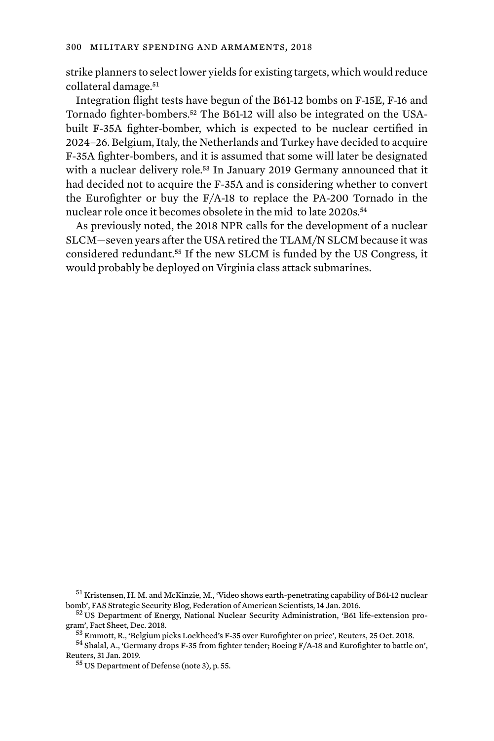strike planners to select lower yields for existing targets, which would reduce collateral damage.[51]

Integration flight tests have begun of the B61-12 bombs on F-15E, F-16 and Tornado fighter-bombers.[52] The B61-12 will also be integrated on the USA-built F-35A fighter-bomber, which is expected to be nuclear certified in 2024–26. Belgium, Italy, the Netherlands and Turkey have decided to acquire F-35A fighter-bombers, and it is assumed that some will later be designated with a nuclear delivery role.[53] In January 2019 Germany announced that it had decided not to acquire the F-35A and is considering whether to convert the Eurofighter or buy the F/A-18 to replace the PA-200 Tornado in the nuclear role once it becomes obsolete in the mid to late 2020s.[54]

As previously noted, the 2018 NPR calls for the development of a nuclear SLCM—seven years after the USA retired the TLAM/N SLCM because it was considered redundant.[55] If the new SLCM is funded by the US Congress, it would probably be deployed on Virginia class attack submarines.

[51] Kristensen, H. M. and McKinzie, M., 'Video shows earth-penetrating capability of B61-12 nuclear bomb', FAS Strategic Security Blog, Federation of American Scientists, 14 Jan. 2016.

[52] US Department of Energy, National Nuclear Security Administration, 'B61 life-extension program', Fact Sheet, Dec. 2018.

[53] Emmott, R., 'Belgium picks Lockheed's F-35 over Eurofighter on price', Reuters, 25 Oct. 2018.

[54] Shalal, A., 'Germany drops F-35 from fighter tender; Boeing F/A-18 and Eurofighter to battle on', Reuters, 31 Jan. 2019.

[55] US Department of Defense (note 3), p. 55.